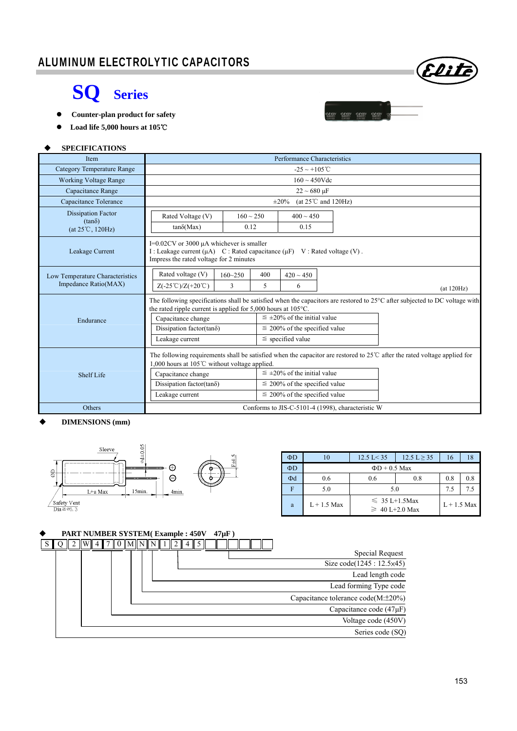# ALUMINUM ELECTROLYTIC CAPACITORS

## SQ Series

- Counter-plan product for safety
- Load life 5,000 hours at 105℃

### ◆ SPECIFICATIONS

| Item | Performance Characteristics |
|---|---|
| Category Temperature Range | -25 ~ +105℃ |
| Working Voltage Range | 160 ~ 450Vdc |
| Capacitance Range | 22 ~ 680 µF |
| Capacitance Tolerance | ±20% (at 25℃ and 120Hz) |
| Dissipation Factor (tanδ) (at 25℃, 120Hz) | Rated Voltage (V): 160 ~ 250 / 400 ~ 450; tanδ(Max): 0.12 / 0.15 |
| Leakage Current | I=0.02CV or 3000 µA whichever is smaller<br>I : Leakage current (µA) C : Rated capacitance (µF) V : Rated voltage (V) .<br>Impress the rated voltage for 2 minutes |
| Low Temperature Characteristics Impedance Ratio(MAX) | Rated voltage (V): 160~250 / 400 / 420 ~ 450; Z(-25℃)/Z(+20℃): 3 / 5 / 6 (at 120Hz) |
| Endurance | The following specifications shall be satisfied when the capacitors are restored to 25°C after subjected to DC voltage with the rated ripple current is applied for 5,000 hours at 105°C.<br>Capacitance change: ≦ ±20% of the initial value<br>Dissipation factor(tanδ): ≦ 200% of the specified value<br>Leakage current: ≦ specified value |
| Shelf Life | The following requirements shall be satisfied when the capacitor are restored to 25℃ after the rated voltage applied for 1,000 hours at 105℃ without voltage applied.<br>Capacitance change: ≦ ±20% of the initial value<br>Dissipation factor(tanδ): ≦ 200% of the specified value<br>Leakage current: ≦ 200% of the specified value |
| Others | Conforms to JIS-C-5101-4 (1998), characteristic W |

### ◆ DIMENSIONS (mm)

Sleeve; ΦD; L+a Max; 15min.; 4min.; Φd±0.05; F±0.5; Safety Vent Dia≧Φ6.3

| ΦD | 10 | 12.5 L< 35 | 12.5 L ≧ 35 | 16 | 18 |
|---|---|---|---|---|---|
| ΦD | ΦD + 0.5 Max | | | | |
| Φd | 0.6 | 0.6 | 0.8 | 0.8 | 0.8 |
| F | 5.0 | 5.0 | | 7.5 | 7.5 |
| a | L + 1.5 Max | ≦ 35 L+1.5Max<br>≧ 40 L+2.0 Max | | L + 1.5 Max | |

### ◆ PART NUMBER SYSTEM( Example : 450V 47µF )

S Q 2 W 4 7 0 M N N 1 2 4 5 □ □ □ □ □ □

- Special Request
- Size code(1245 : 12.5x45)
- Lead length code
- Lead forming Type code
- Capacitance tolerance code(M:±20%)
- Capacitance code (47µF)
- Voltage code (450V)
- Series code (SQ)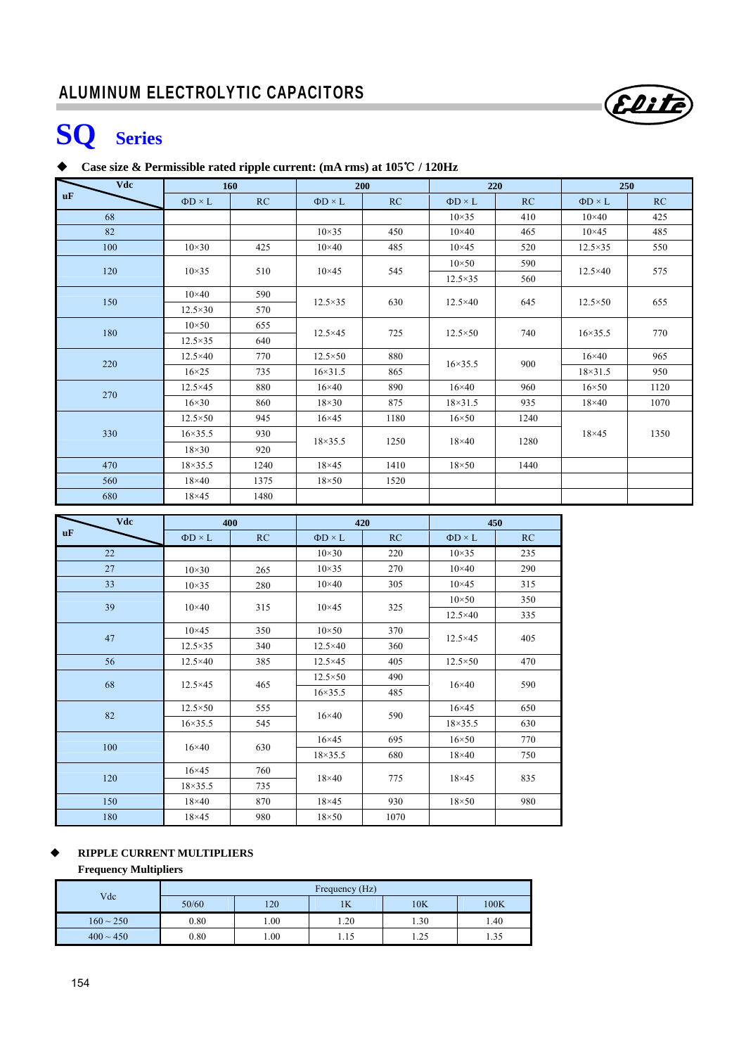## ALUMINUM ELECTROLYTIC CAPACITORS

# SQ Series

◆ **Case size & Permissible rated ripple current: (mA rms) at 105℃ / 120Hz**

| uF \ Vdc | 160 | | 200 | | 220 | | 250 | |
|---|---|---|---|---|---|---|---|---|
| | ΦD × L | RC | ΦD × L | RC | ΦD × L | RC | ΦD × L | RC |
| 68 | | | | | 10×35 | 410 | 10×40 | 425 |
| 82 | | | 10×35 | 450 | 10×40 | 465 | 10×45 | 485 |
| 100 | 10×30 | 425 | 10×40 | 485 | 10×45 | 520 | 12.5×35 | 550 |
| 120 | 10×35 | 510 | 10×45 | 545 | 10×50 | 590 | 12.5×40 | 575 |
| | | | | | 12.5×35 | 560 | | |
| 150 | 10×40 | 590 | 12.5×35 | 630 | 12.5×40 | 645 | 12.5×50 | 655 |
| | 12.5×30 | 570 | | | | | | |
| 180 | 10×50 | 655 | 12.5×45 | 725 | 12.5×50 | 740 | 16×35.5 | 770 |
| | 12.5×35 | 640 | | | | | | |
| 220 | 12.5×40 | 770 | 12.5×50 | 880 | 16×35.5 | 900 | 16×40 | 965 |
| | 16×25 | 735 | 16×31.5 | 865 | | | 18×31.5 | 950 |
| 270 | 12.5×45 | 880 | 16×40 | 890 | 16×40 | 960 | 16×50 | 1120 |
| | 16×30 | 860 | 18×30 | 875 | 18×31.5 | 935 | 18×40 | 1070 |
| 330 | 12.5×50 | 945 | 16×45 | 1180 | 16×50 | 1240 | 18×45 | 1350 |
| | 16×35.5 | 930 | 18×35.5 | 1250 | 18×40 | 1280 | | |
| | 18×30 | 920 | | | | | | |
| 470 | 18×35.5 | 1240 | 18×45 | 1410 | 18×50 | 1440 | | |
| 560 | 18×40 | 1375 | 18×50 | 1520 | | | | |
| 680 | 18×45 | 1480 | | | | | | |

| uF \ Vdc | 400 | | 420 | | 450 | |
|---|---|---|---|---|---|---|
| | ΦD × L | RC | ΦD × L | RC | ΦD × L | RC |
| 22 | | | 10×30 | 220 | 10×35 | 235 |
| 27 | 10×30 | 265 | 10×35 | 270 | 10×40 | 290 |
| 33 | 10×35 | 280 | 10×40 | 305 | 10×45 | 315 |
| 39 | 10×40 | 315 | 10×45 | 325 | 10×50 | 350 |
| | | | | | 12.5×40 | 335 |
| 47 | 10×45 | 350 | 10×50 | 370 | 12.5×45 | 405 |
| | 12.5×35 | 340 | 12.5×40 | 360 | | |
| 56 | 12.5×40 | 385 | 12.5×45 | 405 | 12.5×50 | 470 |
| 68 | 12.5×45 | 465 | 12.5×50 | 490 | 16×40 | 590 |
| | | | 16×35.5 | 485 | | |
| 82 | 12.5×50 | 555 | 16×40 | 590 | 16×45 | 650 |
| | 16×35.5 | 545 | | | 18×35.5 | 630 |
| 100 | 16×40 | 630 | 16×45 | 695 | 16×50 | 770 |
| | | | 18×35.5 | 680 | 18×40 | 750 |
| 120 | 16×45 | 760 | 18×40 | 775 | 18×45 | 835 |
| | 18×35.5 | 735 | | | | |
| 150 | 18×40 | 870 | 18×45 | 930 | 18×50 | 980 |
| 180 | 18×45 | 980 | 18×50 | 1070 | | |

◆ **RIPPLE CURRENT MULTIPLIERS**

**Frequency Multipliers**

| Vdc | Frequency (Hz) | | | | |
|---|---|---|---|---|---|
| | 50/60 | 120 | 1K | 10K | 100K |
| 160 ~ 250 | 0.80 | 1.00 | 1.20 | 1.30 | 1.40 |
| 400 ~ 450 | 0.80 | 1.00 | 1.15 | 1.25 | 1.35 |